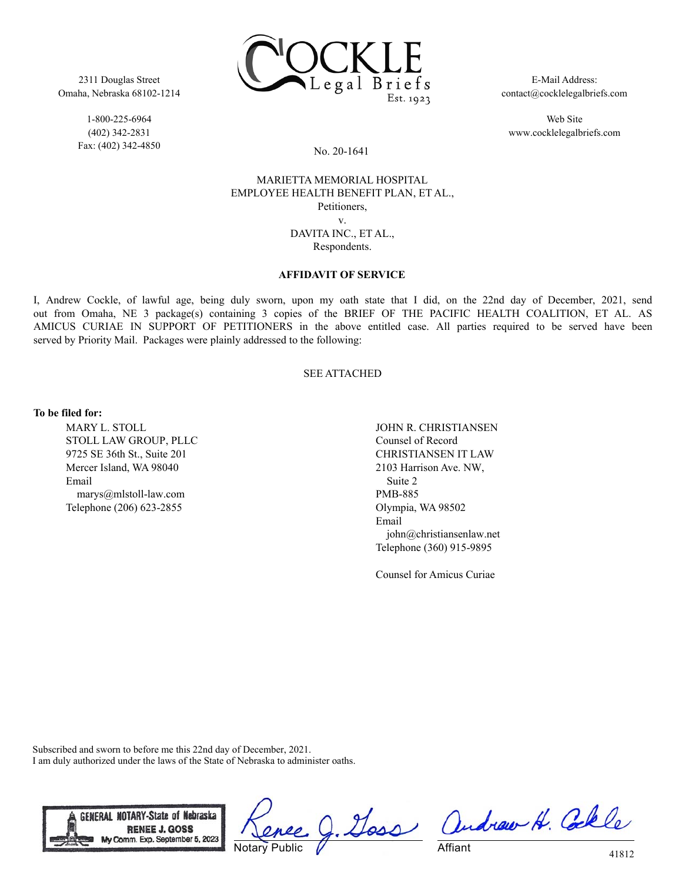2311 Douglas Street
Omaha, Nebraska 68102-1214

1-800-225-6964
(402) 342-2831
Fax: (402) 342-4850

COCKLE Legal Briefs Est. 1923

E-Mail Address:
contact@cocklelegalbriefs.com

Web Site
www.cocklelegalbriefs.com

No. 20-1641

MARIETTA MEMORIAL HOSPITAL
EMPLOYEE HEALTH BENEFIT PLAN, ET AL.,
Petitioners,
v.
DAVITA INC., ET AL.,
Respondents.

**AFFIDAVIT OF SERVICE**

I, Andrew Cockle, of lawful age, being duly sworn, upon my oath state that I did, on the 22nd day of December, 2021, send out from Omaha, NE 3 package(s) containing 3 copies of the BRIEF OF THE PACIFIC HEALTH COALITION, ET AL. AS AMICUS CURIAE IN SUPPORT OF PETITIONERS in the above entitled case. All parties required to be served have been served by Priority Mail. Packages were plainly addressed to the following:

SEE ATTACHED

**To be filed for:**

MARY L. STOLL
STOLL LAW GROUP, PLLC
9725 SE 36th St., Suite 201
Mercer Island, WA 98040
Email
marys@mlstoll-law.com
Telephone (206) 623-2855

JOHN R. CHRISTIANSEN
Counsel of Record
CHRISTIANSEN IT LAW
2103 Harrison Ave. NW,
Suite 2
PMB-885
Olympia, WA 98502
Email
john@christiansenlaw.net
Telephone (360) 915-9895

Counsel for Amicus Curiae

Subscribed and sworn to before me this 22nd day of December, 2021.
I am duly authorized under the laws of the State of Nebraska to administer oaths.

GENERAL NOTARY-State of Nebraska
RENEE J. GOSS
My Comm. Exp. September 5, 2023

Renee J. Goss
Notary Public

Andrew H. Cockle
Affiant

41812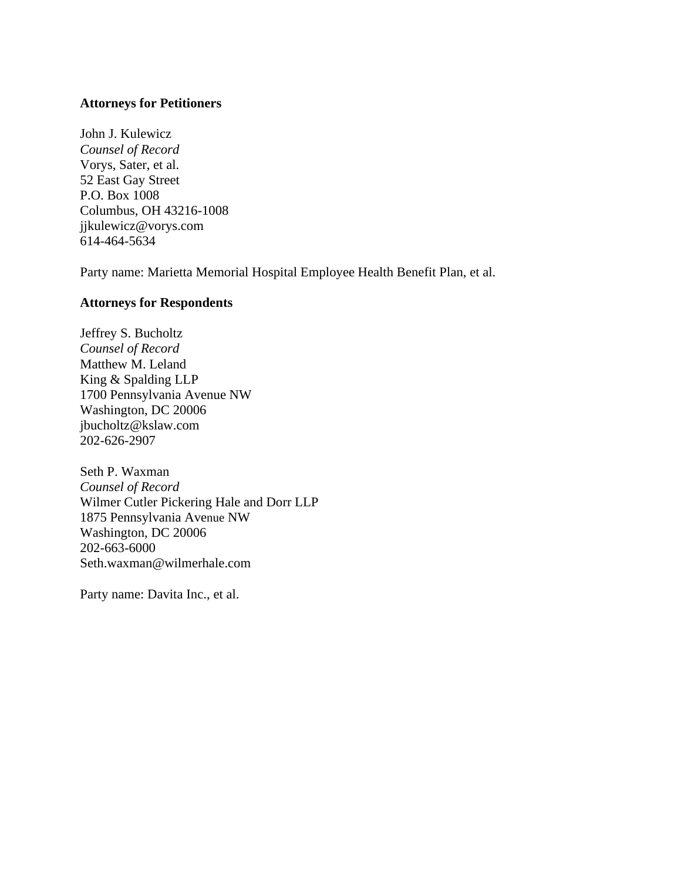**Attorneys for Petitioners**

John J. Kulewicz  
*Counsel of Record*  
Vorys, Sater, et al.  
52 East Gay Street  
P.O. Box 1008  
Columbus, OH 43216-1008  
jjkulewicz@vorys.com  
614-464-5634

Party name: Marietta Memorial Hospital Employee Health Benefit Plan, et al.

**Attorneys for Respondents**

Jeffrey S. Bucholtz  
*Counsel of Record*  
Matthew M. Leland  
King & Spalding LLP  
1700 Pennsylvania Avenue NW  
Washington, DC 20006  
jbucholtz@kslaw.com  
202-626-2907

Seth P. Waxman  
*Counsel of Record*  
Wilmer Cutler Pickering Hale and Dorr LLP  
1875 Pennsylvania Avenue NW  
Washington, DC 20006  
202-663-6000  
Seth.waxman@wilmerhale.com

Party name: Davita Inc., et al.